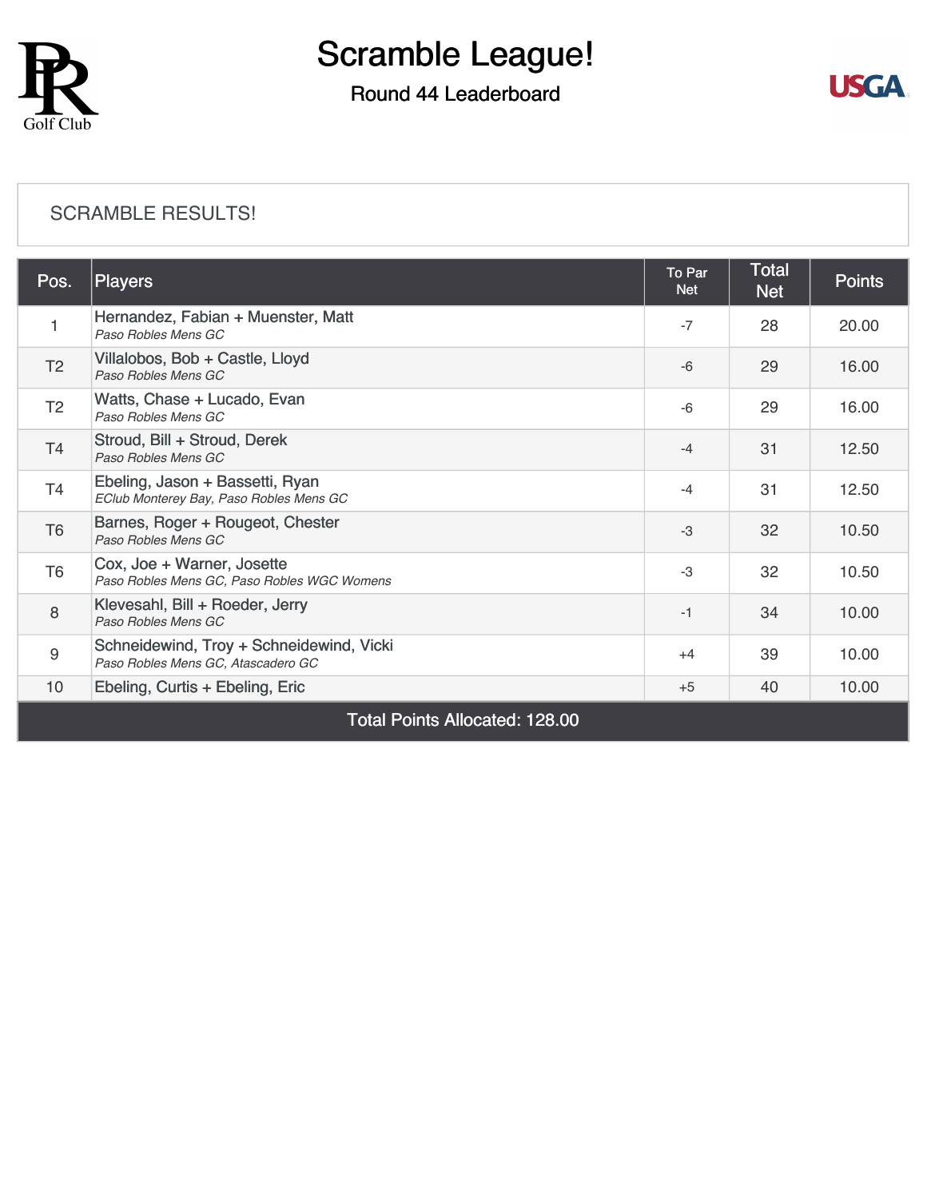# Scramble League!

## Round 44 Leaderboard

SCRAMBLE RESULTS!

| Pos. | Players | To Par Net | Total Net | Points |
|---|---|---|---|---|
| 1 | Hernandez, Fabian + Muenster, Matt<br>*Paso Robles Mens GC* | -7 | 28 | 20.00 |
| T2 | Villalobos, Bob + Castle, Lloyd<br>*Paso Robles Mens GC* | -6 | 29 | 16.00 |
| T2 | Watts, Chase + Lucado, Evan<br>*Paso Robles Mens GC* | -6 | 29 | 16.00 |
| T4 | Stroud, Bill + Stroud, Derek<br>*Paso Robles Mens GC* | -4 | 31 | 12.50 |
| T4 | Ebeling, Jason + Bassetti, Ryan<br>*EClub Monterey Bay, Paso Robles Mens GC* | -4 | 31 | 12.50 |
| T6 | Barnes, Roger + Rougeot, Chester<br>*Paso Robles Mens GC* | -3 | 32 | 10.50 |
| T6 | Cox, Joe + Warner, Josette<br>*Paso Robles Mens GC, Paso Robles WGC Womens* | -3 | 32 | 10.50 |
| 8 | Klevesahl, Bill + Roeder, Jerry<br>*Paso Robles Mens GC* | -1 | 34 | 10.00 |
| 9 | Schneidewind, Troy + Schneidewind, Vicki<br>*Paso Robles Mens GC, Atascadero GC* | +4 | 39 | 10.00 |
| 10 | Ebeling, Curtis + Ebeling, Eric | +5 | 40 | 10.00 |
| Total Points Allocated: 128.00 | | | | |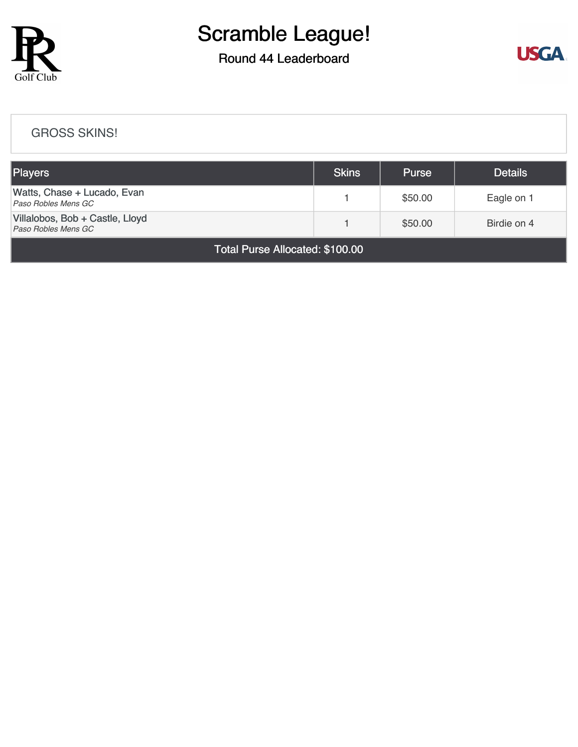# Scramble League!

## Round 44 Leaderboard

### GROSS SKINS!

| Players | Skins | Purse | Details |
|---|---|---|---|
| Watts, Chase + Lucado, Evan<br>*Paso Robles Mens GC* | 1 | $50.00 | Eagle on 1 |
| Villalobos, Bob + Castle, Lloyd<br>*Paso Robles Mens GC* | 1 | $50.00 | Birdie on 4 |
| Total Purse Allocated: $100.00 | | | |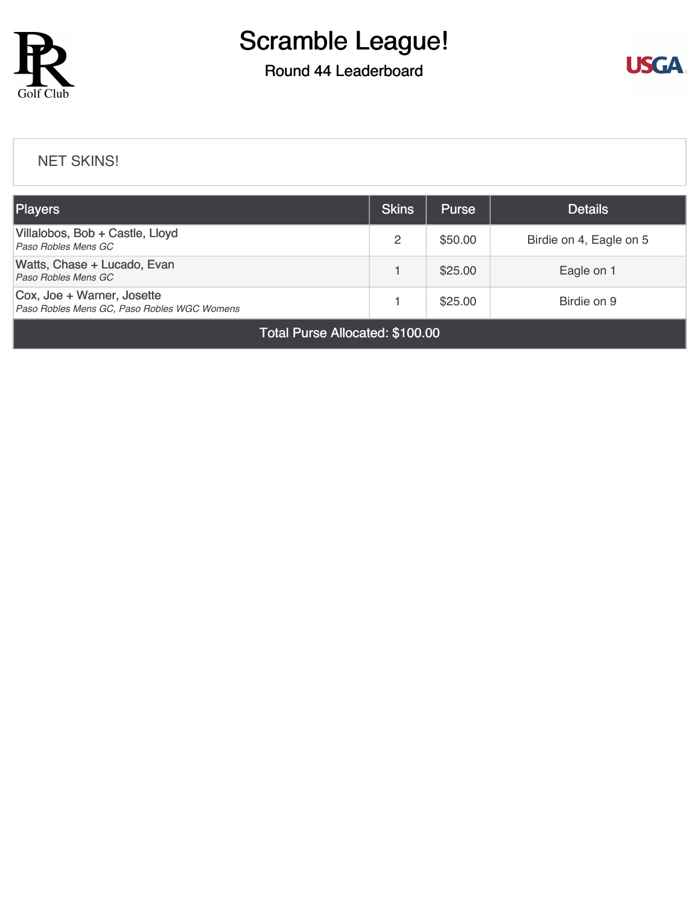# Scramble League!

## Round 44 Leaderboard

NET SKINS!

| Players | Skins | Purse | Details |
|---|---|---|---|
| Villalobos, Bob + Castle, Lloyd<br>*Paso Robles Mens GC* | 2 | $50.00 | Birdie on 4, Eagle on 5 |
| Watts, Chase + Lucado, Evan<br>*Paso Robles Mens GC* | 1 | $25.00 | Eagle on 1 |
| Cox, Joe + Warner, Josette<br>*Paso Robles Mens GC, Paso Robles WGC Womens* | 1 | $25.00 | Birdie on 9 |
| Total Purse Allocated: $100.00 | | | |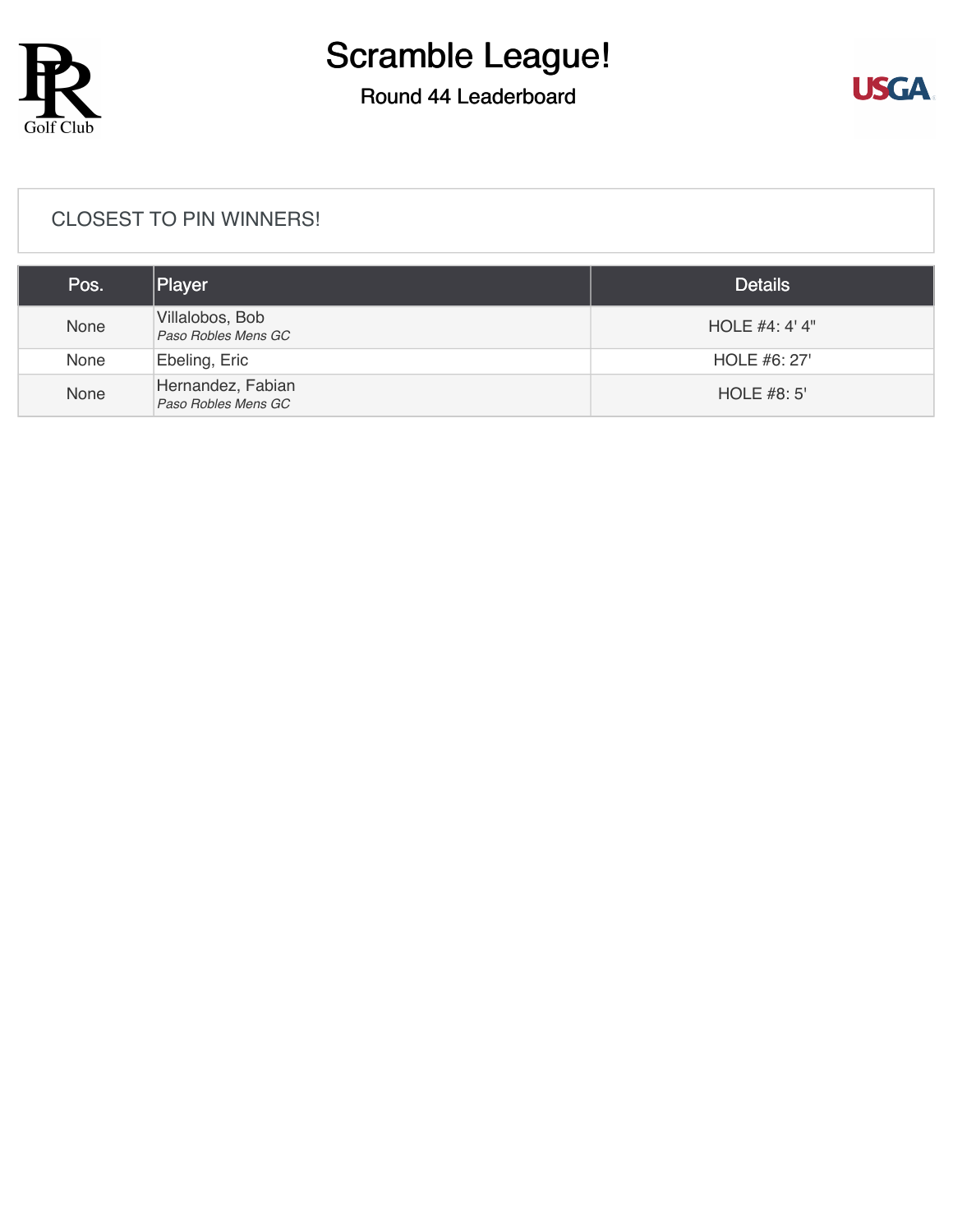# Scramble League!

## Round 44 Leaderboard

CLOSEST TO PIN WINNERS!

| Pos. | Player | Details |
|---|---|---|
| None | Villalobos, Bob *Paso Robles Mens GC* | HOLE #4: 4' 4" |
| None | Ebeling, Eric | HOLE #6: 27' |
| None | Hernandez, Fabian *Paso Robles Mens GC* | HOLE #8: 5' |